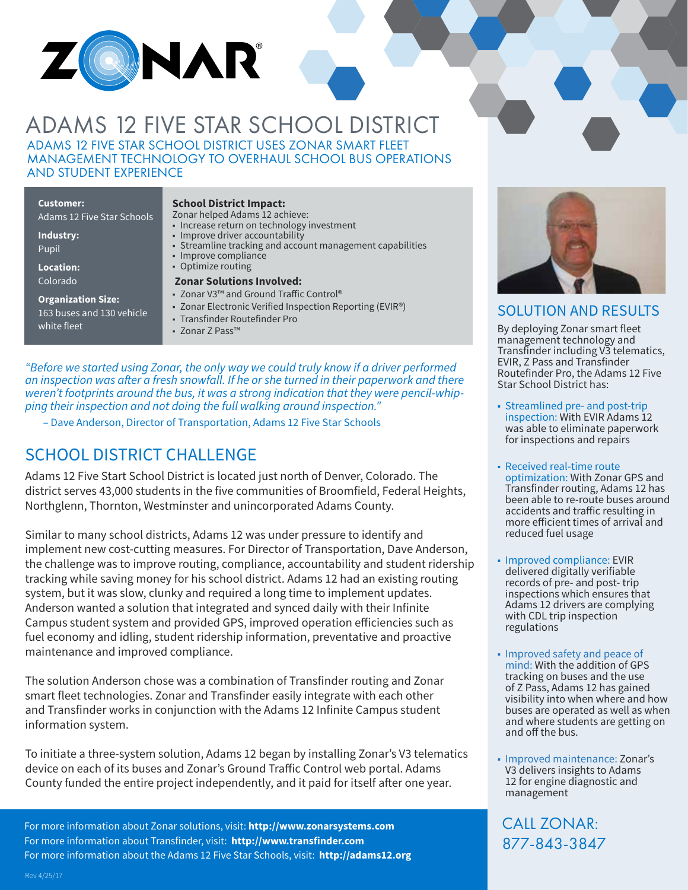# ADAMS 12 FIVE STAR SCHOOL DISTRICT

## ADAMS 12 FIVE STAR SCHOOL DISTRICT USES ZONAR SMART FLEET MANAGEMENT TECHNOLOGY TO OVERHAUL SCHOOL BUS OPERATIONS AND STUDENT EXPERIENCE

**Customer:**
Adams 12 Five Star Schools

**Industry:**
Pupil

**Location:**
Colorado

**Organization Size:**
163 buses and 130 vehicle white fleet

**School District Impact:**
Zonar helped Adams 12 achieve:
- Increase return on technology investment
- Improve driver accountability
- Streamline tracking and account management capabilities
- Improve compliance
- Optimize routing

**Zonar Solutions Involved:**
- Zonar V3™ and Ground Traffic Control®
- Zonar Electronic Verified Inspection Reporting (EVIR®)
- Transfinder Routefinder Pro
- Zonar Z Pass™

*"Before we started using Zonar, the only way we could truly know if a driver performed an inspection was after a fresh snowfall. If he or she turned in their paperwork and there weren't footprints around the bus, it was a strong indication that they were pencil-whipping their inspection and not doing the full walking around inspection."*

– Dave Anderson, Director of Transportation, Adams 12 Five Star Schools

## SCHOOL DISTRICT CHALLENGE

Adams 12 Five Start School District is located just north of Denver, Colorado. The district serves 43,000 students in the five communities of Broomfield, Federal Heights, Northglenn, Thornton, Westminster and unincorporated Adams County.

Similar to many school districts, Adams 12 was under pressure to identify and implement new cost-cutting measures. For Director of Transportation, Dave Anderson, the challenge was to improve routing, compliance, accountability and student ridership tracking while saving money for his school district. Adams 12 had an existing routing system, but it was slow, clunky and required a long time to implement updates. Anderson wanted a solution that integrated and synced daily with their Infinite Campus student system and provided GPS, improved operation efficiencies such as fuel economy and idling, student ridership information, preventative and proactive maintenance and improved compliance.

The solution Anderson chose was a combination of Transfinder routing and Zonar smart fleet technologies. Zonar and Transfinder easily integrate with each other and Transfinder works in conjunction with the Adams 12 Infinite Campus student information system.

To initiate a three-system solution, Adams 12 began by installing Zonar's V3 telematics device on each of its buses and Zonar's Ground Traffic Control web portal. Adams County funded the entire project independently, and it paid for itself after one year.

## SOLUTION AND RESULTS

By deploying Zonar smart fleet management technology and Transfinder including V3 telematics, EVIR, Z Pass and Transfinder Routefinder Pro, the Adams 12 Five Star School District has:

- Streamlined pre- and post-trip inspection: With EVIR Adams 12 was able to eliminate paperwork for inspections and repairs
- Received real-time route optimization: With Zonar GPS and Transfinder routing, Adams 12 has been able to re-route buses around accidents and traffic resulting in more efficient times of arrival and reduced fuel usage
- Improved compliance: EVIR delivered digitally verifiable records of pre- and post- trip inspections which ensures that Adams 12 drivers are complying with CDL trip inspection regulations
- Improved safety and peace of mind: With the addition of GPS tracking on buses and the use of Z Pass, Adams 12 has gained visibility into when where and how buses are operated as well as when and where students are getting on and off the bus.
- Improved maintenance: Zonar's V3 delivers insights to Adams 12 for engine diagnostic and management

CALL ZONAR:
877-843-3847

For more information about Zonar solutions, visit: **http://www.zonarsystems.com**
For more information about Transfinder, visit: **http://www.transfinder.com**
For more information about the Adams 12 Five Star Schools, visit: **http://adams12.org**

Rev 4/25/17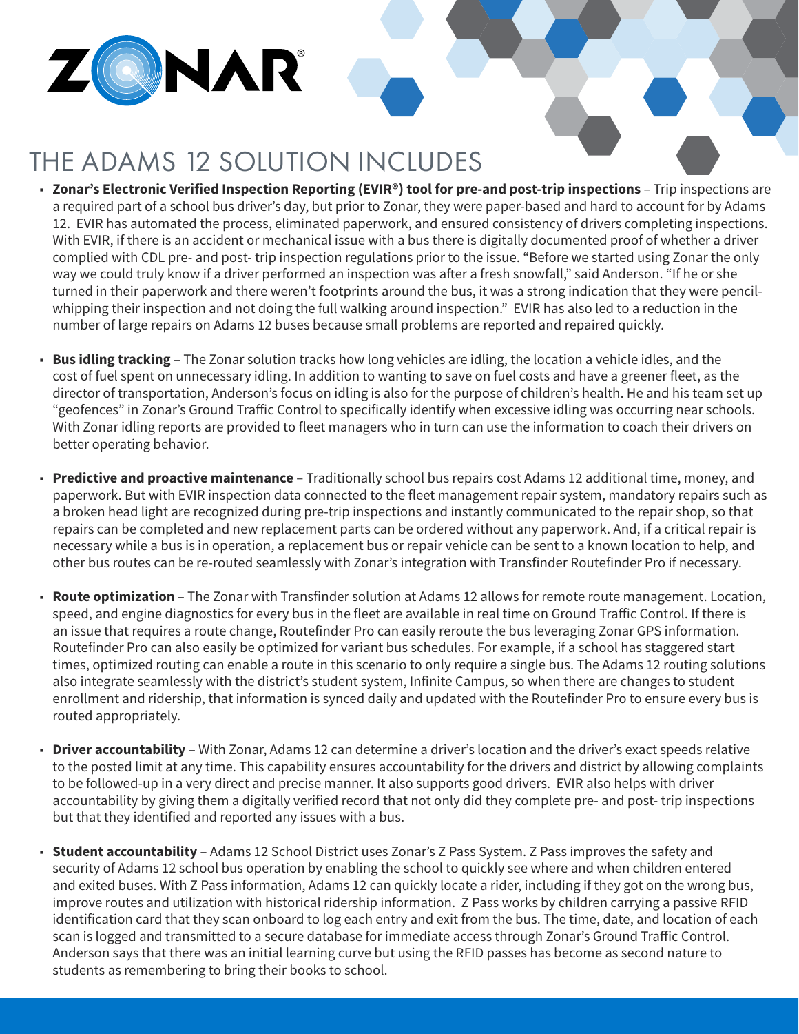# THE ADAMS 12 SOLUTION INCLUDES

- **Zonar's Electronic Verified Inspection Reporting (EVIR®) tool for pre-and post-trip inspections** – Trip inspections are a required part of a school bus driver's day, but prior to Zonar, they were paper-based and hard to account for by Adams 12. EVIR has automated the process, eliminated paperwork, and ensured consistency of drivers completing inspections. With EVIR, if there is an accident or mechanical issue with a bus there is digitally documented proof of whether a driver complied with CDL pre- and post- trip inspection regulations prior to the issue. "Before we started using Zonar the only way we could truly know if a driver performed an inspection was after a fresh snowfall," said Anderson. "If he or she turned in their paperwork and there weren't footprints around the bus, it was a strong indication that they were pencil-whipping their inspection and not doing the full walking around inspection." EVIR has also led to a reduction in the number of large repairs on Adams 12 buses because small problems are reported and repaired quickly.

- **Bus idling tracking** – The Zonar solution tracks how long vehicles are idling, the location a vehicle idles, and the cost of fuel spent on unnecessary idling. In addition to wanting to save on fuel costs and have a greener fleet, as the director of transportation, Anderson's focus on idling is also for the purpose of children's health. He and his team set up "geofences" in Zonar's Ground Traffic Control to specifically identify when excessive idling was occurring near schools. With Zonar idling reports are provided to fleet managers who in turn can use the information to coach their drivers on better operating behavior.

- **Predictive and proactive maintenance** – Traditionally school bus repairs cost Adams 12 additional time, money, and paperwork. But with EVIR inspection data connected to the fleet management repair system, mandatory repairs such as a broken head light are recognized during pre-trip inspections and instantly communicated to the repair shop, so that repairs can be completed and new replacement parts can be ordered without any paperwork. And, if a critical repair is necessary while a bus is in operation, a replacement bus or repair vehicle can be sent to a known location to help, and other bus routes can be re-routed seamlessly with Zonar's integration with Transfinder Routefinder Pro if necessary.

- **Route optimization** – The Zonar with Transfinder solution at Adams 12 allows for remote route management. Location, speed, and engine diagnostics for every bus in the fleet are available in real time on Ground Traffic Control. If there is an issue that requires a route change, Routefinder Pro can easily reroute the bus leveraging Zonar GPS information. Routefinder Pro can also easily be optimized for variant bus schedules. For example, if a school has staggered start times, optimized routing can enable a route in this scenario to only require a single bus. The Adams 12 routing solutions also integrate seamlessly with the district's student system, Infinite Campus, so when there are changes to student enrollment and ridership, that information is synced daily and updated with the Routefinder Pro to ensure every bus is routed appropriately.

- **Driver accountability** – With Zonar, Adams 12 can determine a driver's location and the driver's exact speeds relative to the posted limit at any time. This capability ensures accountability for the drivers and district by allowing complaints to be followed-up in a very direct and precise manner. It also supports good drivers. EVIR also helps with driver accountability by giving them a digitally verified record that not only did they complete pre- and post- trip inspections but that they identified and reported any issues with a bus.

- **Student accountability** – Adams 12 School District uses Zonar's Z Pass System. Z Pass improves the safety and security of Adams 12 school bus operation by enabling the school to quickly see where and when children entered and exited buses. With Z Pass information, Adams 12 can quickly locate a rider, including if they got on the wrong bus, improve routes and utilization with historical ridership information. Z Pass works by children carrying a passive RFID identification card that they scan onboard to log each entry and exit from the bus. The time, date, and location of each scan is logged and transmitted to a secure database for immediate access through Zonar's Ground Traffic Control. Anderson says that there was an initial learning curve but using the RFID passes has become as second nature to students as remembering to bring their books to school.